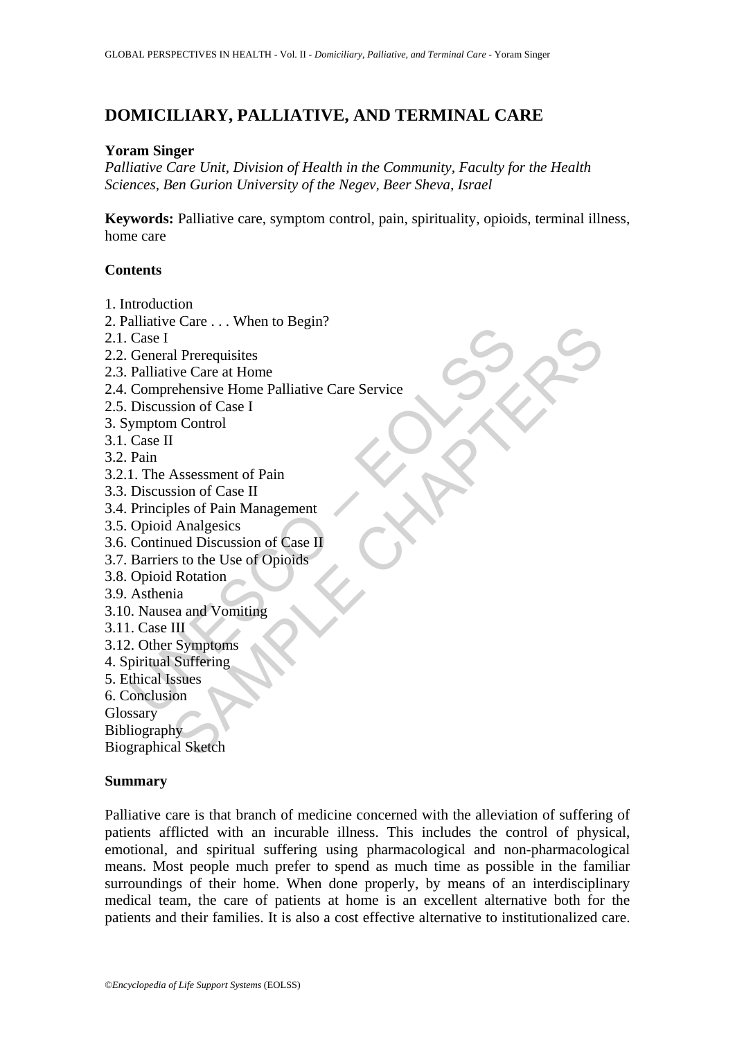# DOMICILIARY, PALLIATIVE, AND TERMINAL CARE

**Yoram Singer**

*Palliative Care Unit, Division of Health in the Community, Faculty for the Health Sciences, Ben Gurion University of the Negev, Beer Sheva, Israel*

**Keywords:** Palliative care, symptom control, pain, spirituality, opioids, terminal illness, home care

**Contents**

1. Introduction
2. Palliative Care . . . When to Begin?
2.1. Case I
2.2. General Prerequisites
2.3. Palliative Care at Home
2.4. Comprehensive Home Palliative Care Service
2.5. Discussion of Case I
3. Symptom Control
3.1. Case II
3.2. Pain
3.2.1. The Assessment of Pain
3.3. Discussion of Case II
3.4. Principles of Pain Management
3.5. Opioid Analgesics
3.6. Continued Discussion of Case II
3.7. Barriers to the Use of Opioids
3.8. Opioid Rotation
3.9. Asthenia
3.10. Nausea and Vomiting
3.11. Case III
3.12. Other Symptoms
4. Spiritual Suffering
5. Ethical Issues
6. Conclusion

Glossary
Bibliography
Biographical Sketch

**Summary**

Palliative care is that branch of medicine concerned with the alleviation of suffering of patients afflicted with an incurable illness. This includes the control of physical, emotional, and spiritual suffering using pharmacological and non-pharmacological means. Most people much prefer to spend as much time as possible in the familiar surroundings of their home. When done properly, by means of an interdisciplinary medical team, the care of patients at home is an excellent alternative both for the patients and their families. It is also a cost effective alternative to institutionalized care.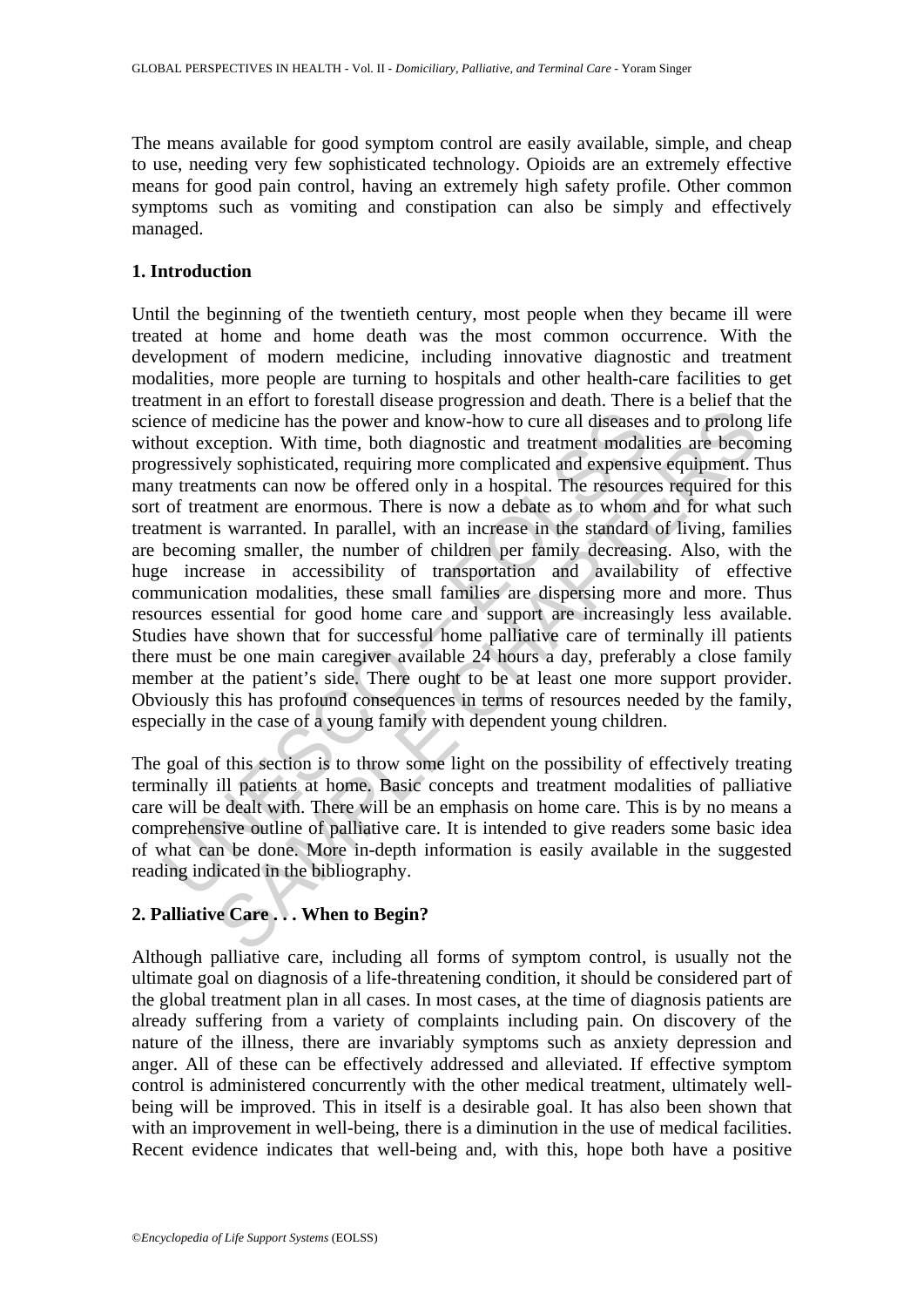The means available for good symptom control are easily available, simple, and cheap to use, needing very few sophisticated technology. Opioids are an extremely effective means for good pain control, having an extremely high safety profile. Other common symptoms such as vomiting and constipation can also be simply and effectively managed.

## 1. Introduction

Until the beginning of the twentieth century, most people when they became ill were treated at home and home death was the most common occurrence. With the development of modern medicine, including innovative diagnostic and treatment modalities, more people are turning to hospitals and other health-care facilities to get treatment in an effort to forestall disease progression and death. There is a belief that the science of medicine has the power and know-how to cure all diseases and to prolong life without exception. With time, both diagnostic and treatment modalities are becoming progressively sophisticated, requiring more complicated and expensive equipment. Thus many treatments can now be offered only in a hospital. The resources required for this sort of treatment are enormous. There is now a debate as to whom and for what such treatment is warranted. In parallel, with an increase in the standard of living, families are becoming smaller, the number of children per family decreasing. Also, with the huge increase in accessibility of transportation and availability of effective communication modalities, these small families are dispersing more and more. Thus resources essential for good home care and support are increasingly less available. Studies have shown that for successful home palliative care of terminally ill patients there must be one main caregiver available 24 hours a day, preferably a close family member at the patient's side. There ought to be at least one more support provider. Obviously this has profound consequences in terms of resources needed by the family, especially in the case of a young family with dependent young children.

The goal of this section is to throw some light on the possibility of effectively treating terminally ill patients at home. Basic concepts and treatment modalities of palliative care will be dealt with. There will be an emphasis on home care. This is by no means a comprehensive outline of palliative care. It is intended to give readers some basic idea of what can be done. More in-depth information is easily available in the suggested reading indicated in the bibliography.

## 2. Palliative Care . . . When to Begin?

Although palliative care, including all forms of symptom control, is usually not the ultimate goal on diagnosis of a life-threatening condition, it should be considered part of the global treatment plan in all cases. In most cases, at the time of diagnosis patients are already suffering from a variety of complaints including pain. On discovery of the nature of the illness, there are invariably symptoms such as anxiety depression and anger. All of these can be effectively addressed and alleviated. If effective symptom control is administered concurrently with the other medical treatment, ultimately well-being will be improved. This in itself is a desirable goal. It has also been shown that with an improvement in well-being, there is a diminution in the use of medical facilities. Recent evidence indicates that well-being and, with this, hope both have a positive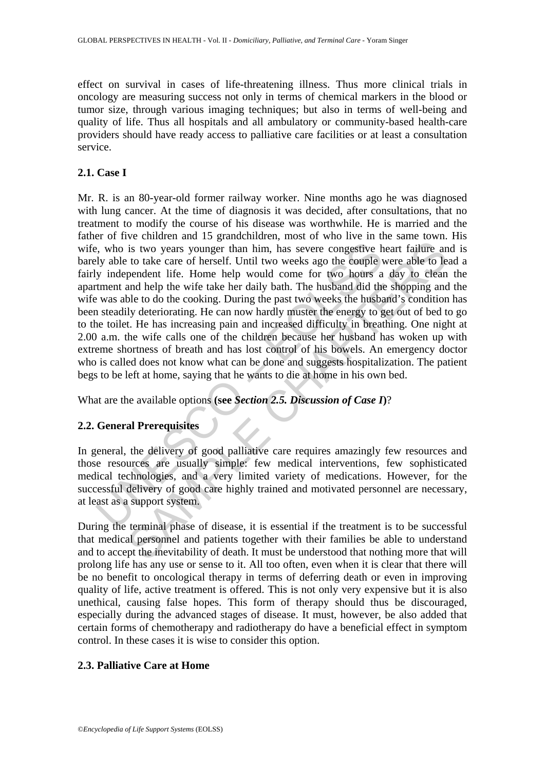effect on survival in cases of life-threatening illness. Thus more clinical trials in oncology are measuring success not only in terms of chemical markers in the blood or tumor size, through various imaging techniques; but also in terms of well-being and quality of life. Thus all hospitals and all ambulatory or community-based health-care providers should have ready access to palliative care facilities or at least a consultation service.

### 2.1. Case I

Mr. R. is an 80-year-old former railway worker. Nine months ago he was diagnosed with lung cancer. At the time of diagnosis it was decided, after consultations, that no treatment to modify the course of his disease was worthwhile. He is married and the father of five children and 15 grandchildren, most of who live in the same town. His wife, who is two years younger than him, has severe congestive heart failure and is barely able to take care of herself. Until two weeks ago the couple were able to lead a fairly independent life. Home help would come for two hours a day to clean the apartment and help the wife take her daily bath. The husband did the shopping and the wife was able to do the cooking. During the past two weeks the husband's condition has been steadily deteriorating. He can now hardly muster the energy to get out of bed to go to the toilet. He has increasing pain and increased difficulty in breathing. One night at 2.00 a.m. the wife calls one of the children because her husband has woken up with extreme shortness of breath and has lost control of his bowels. An emergency doctor who is called does not know what can be done and suggests hospitalization. The patient begs to be left at home, saying that he wants to die at home in his own bed.

What are the available options **(see *Section 2.5. Discussion of Case I*)**?

### 2.2. General Prerequisites

In general, the delivery of good palliative care requires amazingly few resources and those resources are usually simple: few medical interventions, few sophisticated medical technologies, and a very limited variety of medications. However, for the successful delivery of good care highly trained and motivated personnel are necessary, at least as a support system.

During the terminal phase of disease, it is essential if the treatment is to be successful that medical personnel and patients together with their families be able to understand and to accept the inevitability of death. It must be understood that nothing more that will prolong life has any use or sense to it. All too often, even when it is clear that there will be no benefit to oncological therapy in terms of deferring death or even in improving quality of life, active treatment is offered. This is not only very expensive but it is also unethical, causing false hopes. This form of therapy should thus be discouraged, especially during the advanced stages of disease. It must, however, be also added that certain forms of chemotherapy and radiotherapy do have a beneficial effect in symptom control. In these cases it is wise to consider this option.

### 2.3. Palliative Care at Home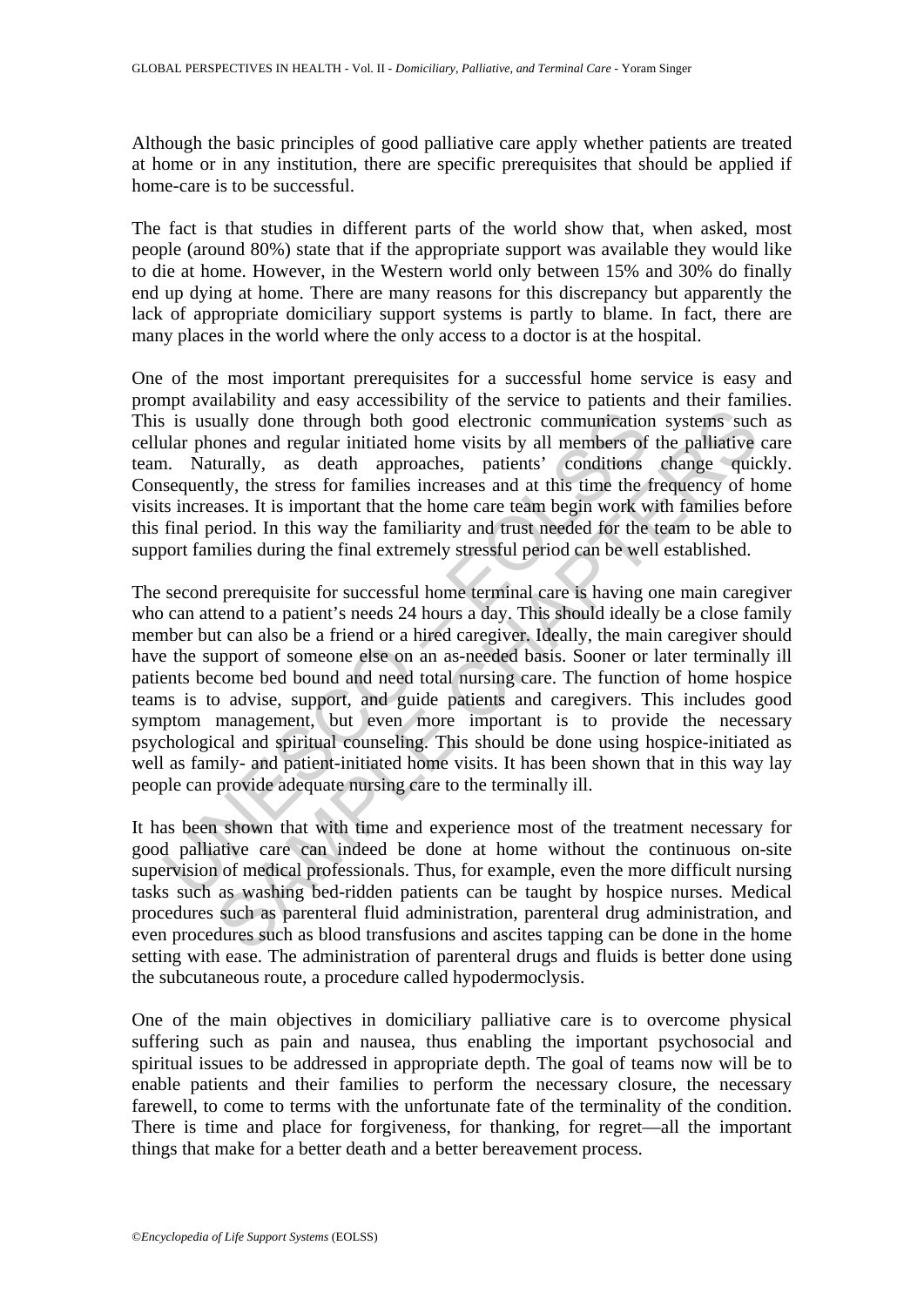Although the basic principles of good palliative care apply whether patients are treated at home or in any institution, there are specific prerequisites that should be applied if home-care is to be successful.

The fact is that studies in different parts of the world show that, when asked, most people (around 80%) state that if the appropriate support was available they would like to die at home. However, in the Western world only between 15% and 30% do finally end up dying at home. There are many reasons for this discrepancy but apparently the lack of appropriate domiciliary support systems is partly to blame. In fact, there are many places in the world where the only access to a doctor is at the hospital.

One of the most important prerequisites for a successful home service is easy and prompt availability and easy accessibility of the service to patients and their families. This is usually done through both good electronic communication systems such as cellular phones and regular initiated home visits by all members of the palliative care team. Naturally, as death approaches, patients' conditions change quickly. Consequently, the stress for families increases and at this time the frequency of home visits increases. It is important that the home care team begin work with families before this final period. In this way the familiarity and trust needed for the team to be able to support families during the final extremely stressful period can be well established.

The second prerequisite for successful home terminal care is having one main caregiver who can attend to a patient's needs 24 hours a day. This should ideally be a close family member but can also be a friend or a hired caregiver. Ideally, the main caregiver should have the support of someone else on an as-needed basis. Sooner or later terminally ill patients become bed bound and need total nursing care. The function of home hospice teams is to advise, support, and guide patients and caregivers. This includes good symptom management, but even more important is to provide the necessary psychological and spiritual counseling. This should be done using hospice-initiated as well as family- and patient-initiated home visits. It has been shown that in this way lay people can provide adequate nursing care to the terminally ill.

It has been shown that with time and experience most of the treatment necessary for good palliative care can indeed be done at home without the continuous on-site supervision of medical professionals. Thus, for example, even the more difficult nursing tasks such as washing bed-ridden patients can be taught by hospice nurses. Medical procedures such as parenteral fluid administration, parenteral drug administration, and even procedures such as blood transfusions and ascites tapping can be done in the home setting with ease. The administration of parenteral drugs and fluids is better done using the subcutaneous route, a procedure called hypodermoclysis.

One of the main objectives in domiciliary palliative care is to overcome physical suffering such as pain and nausea, thus enabling the important psychosocial and spiritual issues to be addressed in appropriate depth. The goal of teams now will be to enable patients and their families to perform the necessary closure, the necessary farewell, to come to terms with the unfortunate fate of the terminality of the condition. There is time and place for forgiveness, for thanking, for regret—all the important things that make for a better death and a better bereavement process.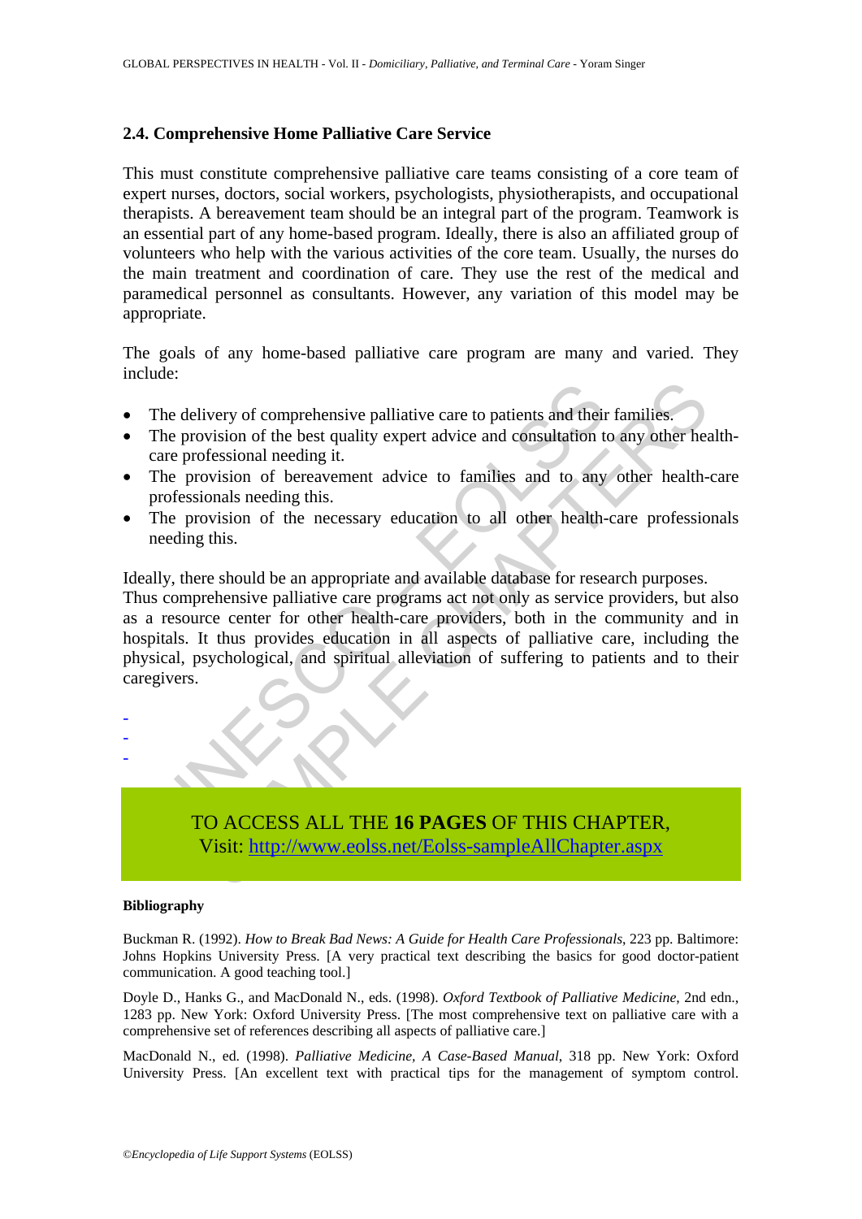### 2.4. Comprehensive Home Palliative Care Service

This must constitute comprehensive palliative care teams consisting of a core team of expert nurses, doctors, social workers, psychologists, physiotherapists, and occupational therapists. A bereavement team should be an integral part of the program. Teamwork is an essential part of any home-based program. Ideally, there is also an affiliated group of volunteers who help with the various activities of the core team. Usually, the nurses do the main treatment and coordination of care. They use the rest of the medical and paramedical personnel as consultants. However, any variation of this model may be appropriate.

The goals of any home-based palliative care program are many and varied. They include:

- The delivery of comprehensive palliative care to patients and their families.
- The provision of the best quality expert advice and consultation to any other health-care professional needing it.
- The provision of bereavement advice to families and to any other health-care professionals needing this.
- The provision of the necessary education to all other health-care professionals needing this.

Ideally, there should be an appropriate and available database for research purposes.
Thus comprehensive palliative care programs act not only as service providers, but also as a resource center for other health-care providers, both in the community and in hospitals. It thus provides education in all aspects of palliative care, including the physical, psychological, and spiritual alleviation of suffering to patients and to their caregivers.

-
-
-

TO ACCESS ALL THE **16 PAGES** OF THIS CHAPTER,
Visit: http://www.eolss.net/Eolss-sampleAllChapter.aspx

#### Bibliography

Buckman R. (1992). *How to Break Bad News: A Guide for Health Care Professionals*, 223 pp. Baltimore: Johns Hopkins University Press. [A very practical text describing the basics for good doctor-patient communication. A good teaching tool.]

Doyle D., Hanks G., and MacDonald N., eds. (1998). *Oxford Textbook of Palliative Medicine*, 2nd edn., 1283 pp. New York: Oxford University Press. [The most comprehensive text on palliative care with a comprehensive set of references describing all aspects of palliative care.]

MacDonald N., ed. (1998). *Palliative Medicine, A Case-Based Manual*, 318 pp. New York: Oxford University Press. [An excellent text with practical tips for the management of symptom control.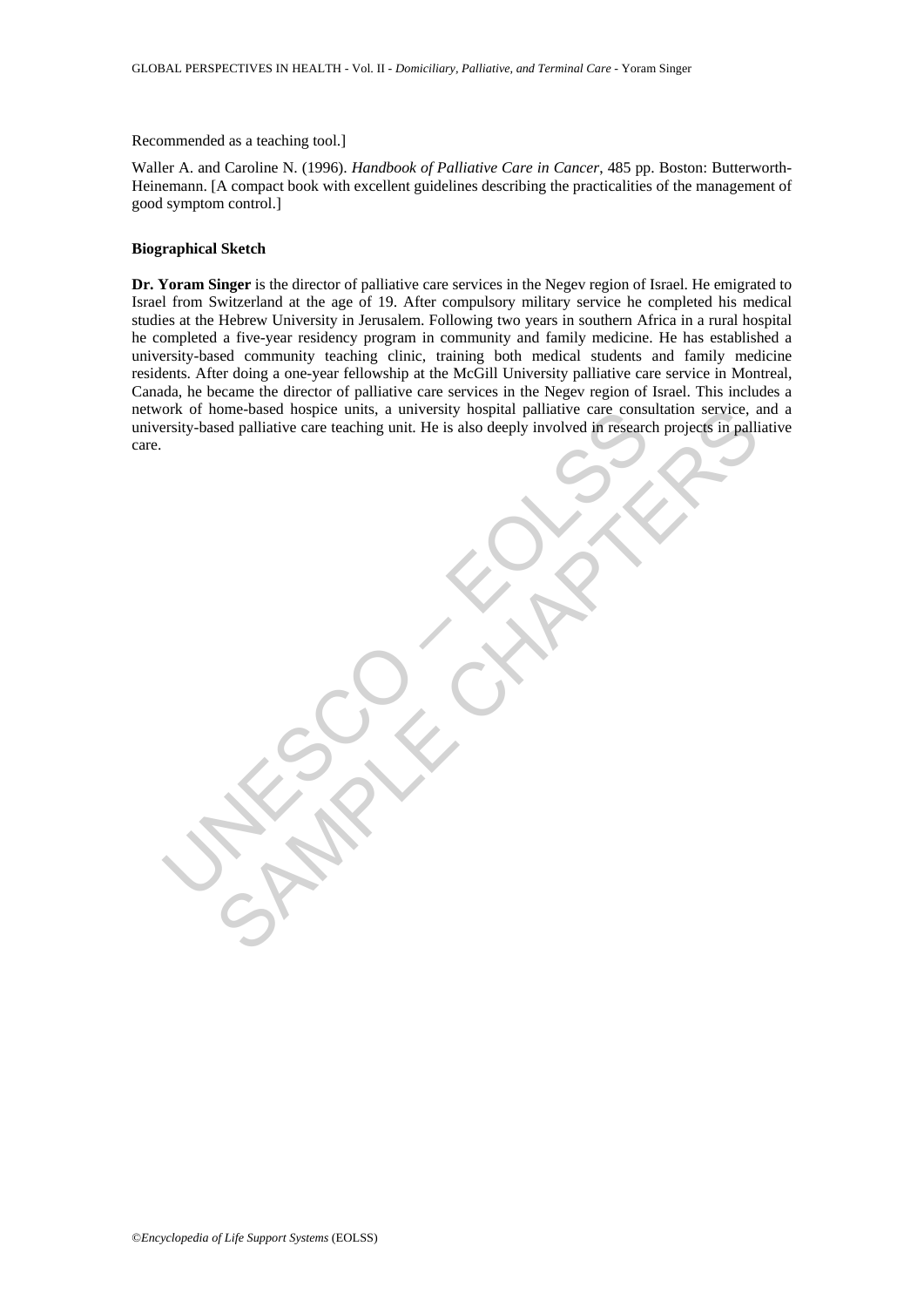Recommended as a teaching tool.]

Waller A. and Caroline N. (1996). *Handbook of Palliative Care in Cancer*, 485 pp. Boston: Butterworth-Heinemann. [A compact book with excellent guidelines describing the practicalities of the management of good symptom control.]

**Biographical Sketch**

**Dr. Yoram Singer** is the director of palliative care services in the Negev region of Israel. He emigrated to Israel from Switzerland at the age of 19. After compulsory military service he completed his medical studies at the Hebrew University in Jerusalem. Following two years in southern Africa in a rural hospital he completed a five-year residency program in community and family medicine. He has established a university-based community teaching clinic, training both medical students and family medicine residents. After doing a one-year fellowship at the McGill University palliative care service in Montreal, Canada, he became the director of palliative care services in the Negev region of Israel. This includes a network of home-based hospice units, a university hospital palliative care consultation service, and a university-based palliative care teaching unit. He is also deeply involved in research projects in palliative care.